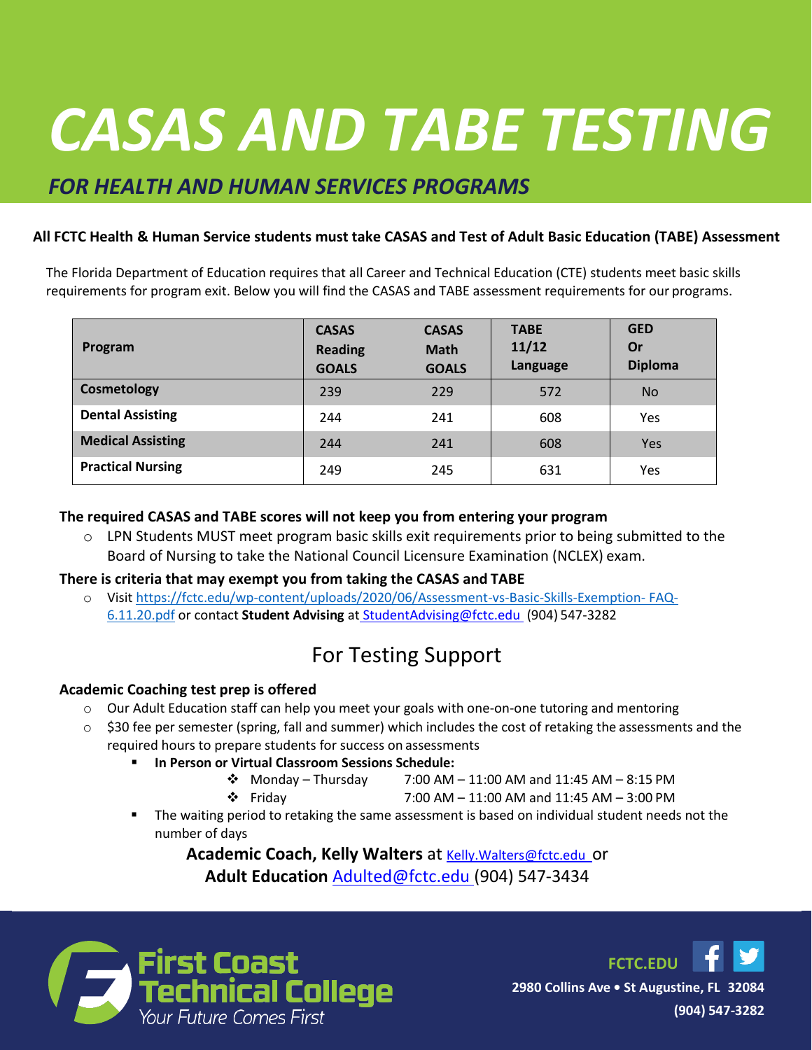# *CASAS AND TABE TESTING*

## *FOR HEALTH AND HUMAN SERVICES PROGRAMS*

**All FCTC Health & Human Service students must take CASAS and Test of Adult Basic Education (TABE) Assessment**

The Florida Department of Education requires that all Career and Technical Education (CTE) students meet basic skills requirements for program exit. Below you will find the CASAS and TABE assessment requirements for our programs.

| Program | CASAS Reading GOALS | CASAS Math GOALS | TABE 11/12 Language | GED Or Diploma |
|---|---|---|---|---|
| **Cosmetology** | 239 | 229 | 572 | No |
| **Dental Assisting** | 244 | 241 | 608 | Yes |
| **Medical Assisting** | 244 | 241 | 608 | Yes |
| **Practical Nursing** | 249 | 245 | 631 | Yes |

**The required CASAS and TABE scores will not keep you from entering your program**

- LPN Students MUST meet program basic skills exit requirements prior to being submitted to the Board of Nursing to take the National Council Licensure Examination (NCLEX) exam.

**There is criteria that may exempt you from taking the CASAS and TABE**

- Visit https://fctc.edu/wp-content/uploads/2020/06/Assessment-vs-Basic-Skills-Exemption- FAQ-6.11.20.pdf or contact **Student Advising** at StudentAdvising@fctc.edu (904) 547-3282

## For Testing Support

**Academic Coaching test prep is offered**

- Our Adult Education staff can help you meet your goals with one-on-one tutoring and mentoring
- $30 fee per semester (spring, fall and summer) which includes the cost of retaking the assessments and the required hours to prepare students for success on assessments
  - **In Person or Virtual Classroom Sessions Schedule:**
    - Monday – Thursday 7:00 AM – 11:00 AM and 11:45 AM – 8:15 PM
    - Friday 7:00 AM – 11:00 AM and 11:45 AM – 3:00 PM
  - The waiting period to retaking the same assessment is based on individual student needs not the number of days

**Academic Coach, Kelly Walters** at Kelly.Walters@fctc.edu or
**Adult Education** Adulted@fctc.edu (904) 547-3434

First Coast Technical College
Your Future Comes First

FCTC.EDU

2980 Collins Ave • St Augustine, FL 32084

(904) 547-3282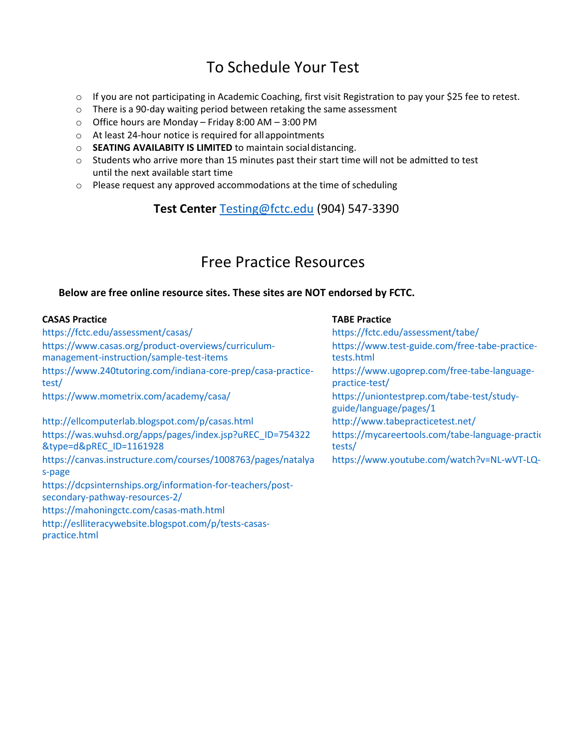# To Schedule Your Test

- If you are not participating in Academic Coaching, first visit Registration to pay your $25 fee to retest.
- There is a 90-day waiting period between retaking the same assessment
- Office hours are Monday – Friday 8:00 AM – 3:00 PM
- At least 24-hour notice is required for all appointments
- **SEATING AVAILABITY IS LIMITED** to maintain social distancing.
- Students who arrive more than 15 minutes past their start time will not be admitted to test until the next available start time
- Please request any approved accommodations at the time of scheduling

**Test Center** Testing@fctc.edu (904) 547-3390

# Free Practice Resources

**Below are free online resource sites. These sites are NOT endorsed by FCTC.**

**CASAS Practice**

https://fctc.edu/assessment/casas/

https://www.casas.org/product-overviews/curriculum-management-instruction/sample-test-items

https://www.240tutoring.com/indiana-core-prep/casa-practice-test/

https://www.mometrix.com/academy/casa/

http://ellcomputerlab.blogspot.com/p/casas.html

https://was.wuhsd.org/apps/pages/index.jsp?uREC_ID=754322&type=d&pREC_ID=1161928

https://canvas.instructure.com/courses/1008763/pages/natalyas-page

https://dcpsinternships.org/information-for-teachers/post-secondary-pathway-resources-2/

https://mahoningctc.com/casas-math.html

http://eslliteracywebsite.blogspot.com/p/tests-casas-practice.html

**TABE Practice**

https://fctc.edu/assessment/tabe/

https://www.test-guide.com/free-tabe-practice-tests.html

https://www.ugoprep.com/free-tabe-language-practice-test/

https://uniontestprep.com/tabe-test/study-guide/language/pages/1

http://www.tabepracticetest.net/

https://mycareertools.com/tabe-language-practic tests/

https://www.youtube.com/watch?v=NL-wVT-LQ-